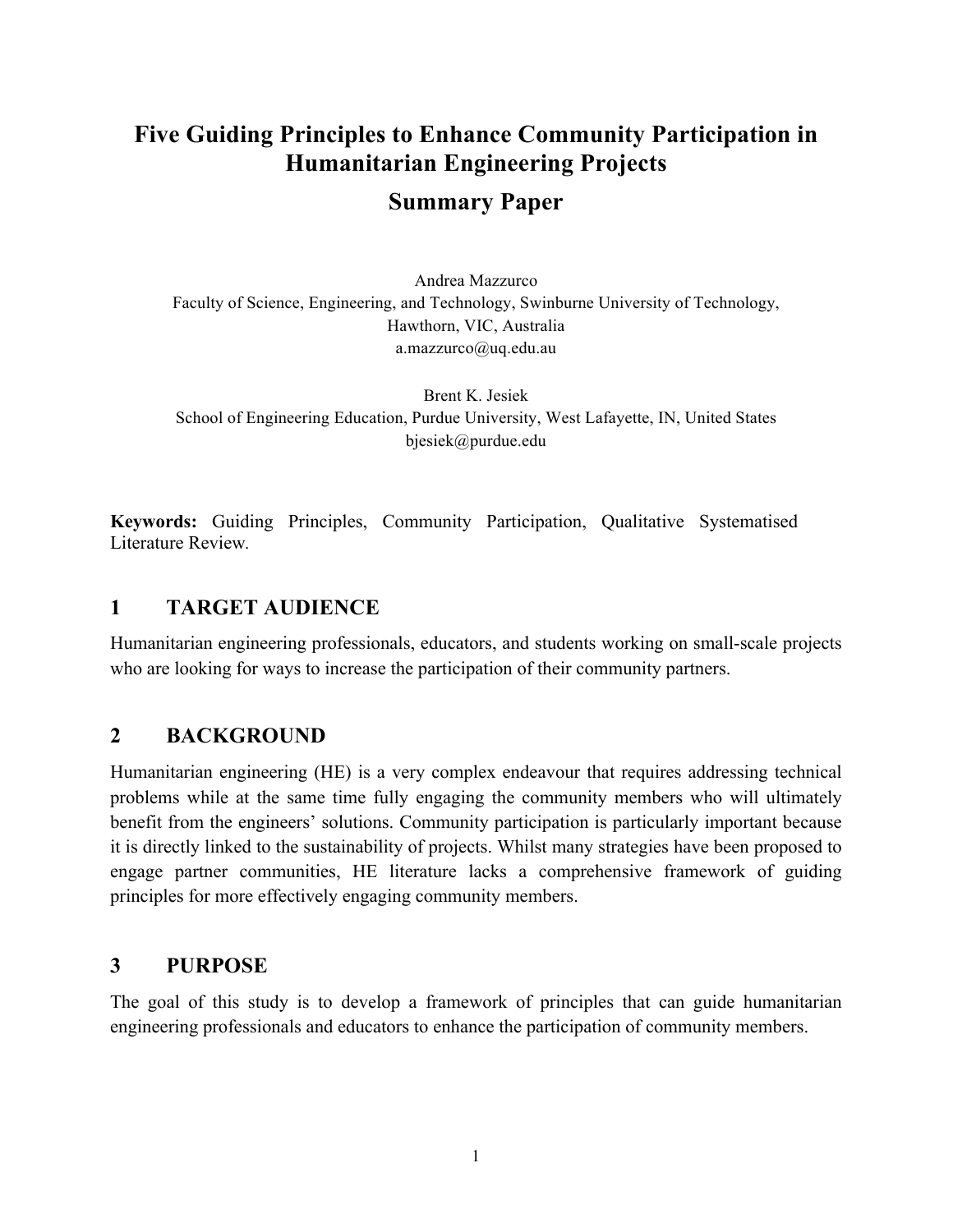# Five Guiding Principles to Enhance Community Participation in Humanitarian Engineering Projects

## Summary Paper

Andrea Mazzurco
Faculty of Science, Engineering, and Technology, Swinburne University of Technology, Hawthorn, VIC, Australia
a.mazzurco@uq.edu.au

Brent K. Jesiek
School of Engineering Education, Purdue University, West Lafayette, IN, United States
bjesiek@purdue.edu

**Keywords:** Guiding Principles, Community Participation, Qualitative Systematised Literature Review.

## 1 TARGET AUDIENCE

Humanitarian engineering professionals, educators, and students working on small-scale projects who are looking for ways to increase the participation of their community partners.

## 2 BACKGROUND

Humanitarian engineering (HE) is a very complex endeavour that requires addressing technical problems while at the same time fully engaging the community members who will ultimately benefit from the engineers' solutions. Community participation is particularly important because it is directly linked to the sustainability of projects. Whilst many strategies have been proposed to engage partner communities, HE literature lacks a comprehensive framework of guiding principles for more effectively engaging community members.

## 3 PURPOSE

The goal of this study is to develop a framework of principles that can guide humanitarian engineering professionals and educators to enhance the participation of community members.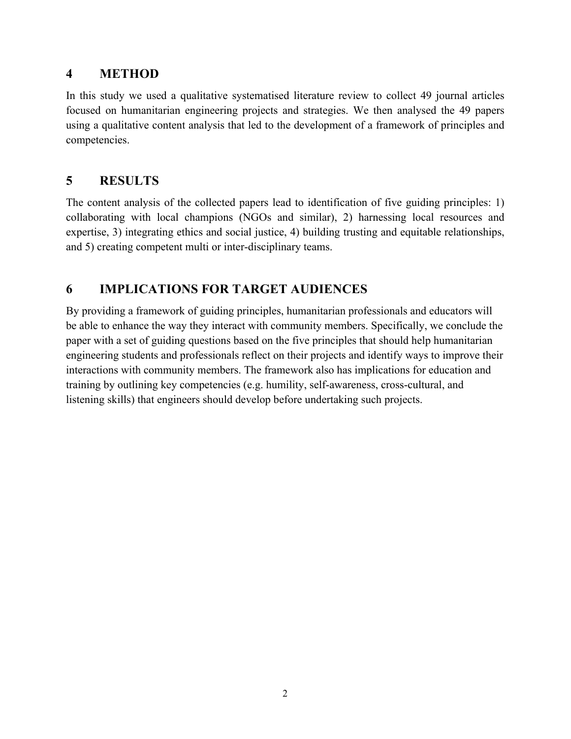## 4 METHOD

In this study we used a qualitative systematised literature review to collect 49 journal articles focused on humanitarian engineering projects and strategies. We then analysed the 49 papers using a qualitative content analysis that led to the development of a framework of principles and competencies.

## 5 RESULTS

The content analysis of the collected papers lead to identification of five guiding principles: 1) collaborating with local champions (NGOs and similar), 2) harnessing local resources and expertise, 3) integrating ethics and social justice, 4) building trusting and equitable relationships, and 5) creating competent multi or inter-disciplinary teams.

## 6 IMPLICATIONS FOR TARGET AUDIENCES

By providing a framework of guiding principles, humanitarian professionals and educators will be able to enhance the way they interact with community members. Specifically, we conclude the paper with a set of guiding questions based on the five principles that should help humanitarian engineering students and professionals reflect on their projects and identify ways to improve their interactions with community members. The framework also has implications for education and training by outlining key competencies (e.g. humility, self-awareness, cross-cultural, and listening skills) that engineers should develop before undertaking such projects.